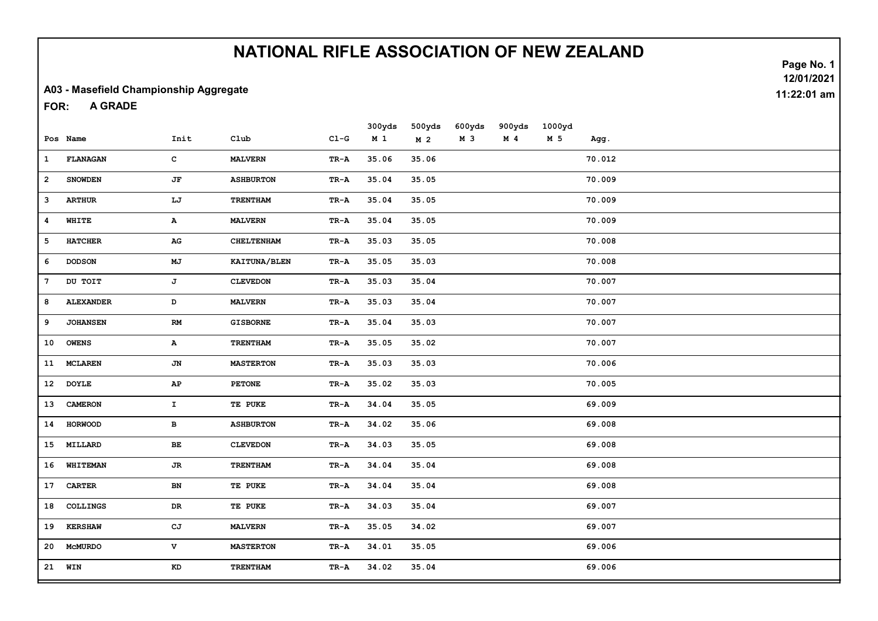# NATIONAL RIFLE ASSOCIATION OF NEW ZEALAND

12/01/2021

11:22:01 am

**A03 - Masefield Championship Aggregate**

**FOR: A GRADE**

| Pos | Name | Init | Club | Cl-G | 300yds M 1 | 500yds M 2 | 600yds M 3 | 900yds M 4 | 1000yd M 5 | Agg. |
|---|---|---|---|---|---|---|---|---|---|---|
| 1 | FLANAGAN | C | MALVERN | TR-A | 35.06 | 35.06 | | | | 70.012 |
| 2 | SNOWDEN | JF | ASHBURTON | TR-A | 35.04 | 35.05 | | | | 70.009 |
| 3 | ARTHUR | LJ | TRENTHAM | TR-A | 35.04 | 35.05 | | | | 70.009 |
| 4 | WHITE | A | MALVERN | TR-A | 35.04 | 35.05 | | | | 70.009 |
| 5 | HATCHER | AG | CHELTENHAM | TR-A | 35.03 | 35.05 | | | | 70.008 |
| 6 | DODSON | MJ | KAITUNA/BLEN | TR-A | 35.05 | 35.03 | | | | 70.008 |
| 7 | DU TOIT | J | CLEVEDON | TR-A | 35.03 | 35.04 | | | | 70.007 |
| 8 | ALEXANDER | D | MALVERN | TR-A | 35.03 | 35.04 | | | | 70.007 |
| 9 | JOHANSEN | RM | GISBORNE | TR-A | 35.04 | 35.03 | | | | 70.007 |
| 10 | OWENS | A | TRENTHAM | TR-A | 35.05 | 35.02 | | | | 70.007 |
| 11 | MCLAREN | JN | MASTERTON | TR-A | 35.03 | 35.03 | | | | 70.006 |
| 12 | DOYLE | AP | PETONE | TR-A | 35.02 | 35.03 | | | | 70.005 |
| 13 | CAMERON | I | TE PUKE | TR-A | 34.04 | 35.05 | | | | 69.009 |
| 14 | HORWOOD | B | ASHBURTON | TR-A | 34.02 | 35.06 | | | | 69.008 |
| 15 | MILLARD | BE | CLEVEDON | TR-A | 34.03 | 35.05 | | | | 69.008 |
| 16 | WHITEMAN | JR | TRENTHAM | TR-A | 34.04 | 35.04 | | | | 69.008 |
| 17 | CARTER | BN | TE PUKE | TR-A | 34.04 | 35.04 | | | | 69.008 |
| 18 | COLLINGS | DR | TE PUKE | TR-A | 34.03 | 35.04 | | | | 69.007 |
| 19 | KERSHAW | CJ | MALVERN | TR-A | 35.05 | 34.02 | | | | 69.007 |
| 20 | McMURDO | V | MASTERTON | TR-A | 34.01 | 35.05 | | | | 69.006 |
| 21 | WIN | KD | TRENTHAM | TR-A | 34.02 | 35.04 | | | | 69.006 |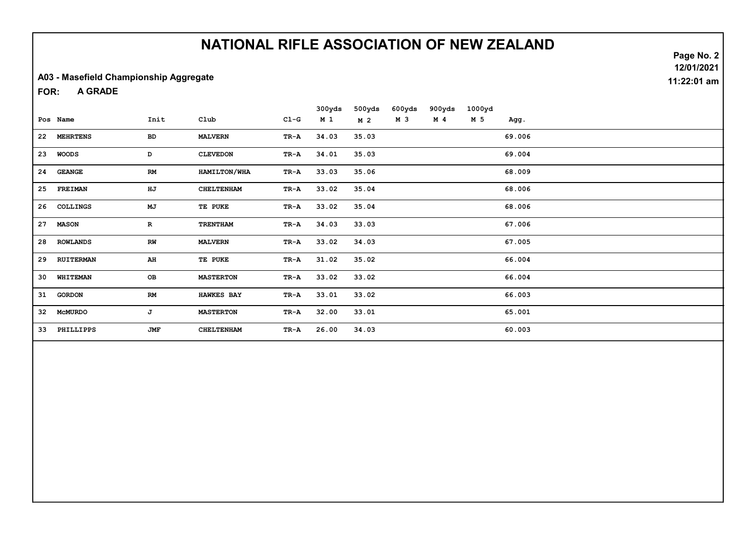# NATIONAL RIFLE ASSOCIATION OF NEW ZEALAND

**A03 - Masefield Championship Aggregate**

**FOR: A GRADE**

12/01/2021

11:22:01 am

| Pos | Name | Init | Club | Cl-G | 300yds M 1 | 500yds M 2 | 600yds M 3 | 900yds M 4 | 1000yd M 5 | Agg. |
|---|---|---|---|---|---|---|---|---|---|---|
| 22 | MEHRTENS | BD | MALVERN | TR-A | 34.03 | 35.03 | | | | 69.006 |
| 23 | WOODS | D | CLEVEDON | TR-A | 34.01 | 35.03 | | | | 69.004 |
| 24 | GEANGE | RM | HAMILTON/WHA | TR-A | 33.03 | 35.06 | | | | 68.009 |
| 25 | FREIMAN | HJ | CHELTENHAM | TR-A | 33.02 | 35.04 | | | | 68.006 |
| 26 | COLLINGS | MJ | TE PUKE | TR-A | 33.02 | 35.04 | | | | 68.006 |
| 27 | MASON | R | TRENTHAM | TR-A | 34.03 | 33.03 | | | | 67.006 |
| 28 | ROWLANDS | RW | MALVERN | TR-A | 33.02 | 34.03 | | | | 67.005 |
| 29 | RUITERMAN | AH | TE PUKE | TR-A | 31.02 | 35.02 | | | | 66.004 |
| 30 | WHITEMAN | OB | MASTERTON | TR-A | 33.02 | 33.02 | | | | 66.004 |
| 31 | GORDON | RM | HAWKES BAY | TR-A | 33.01 | 33.02 | | | | 66.003 |
| 32 | McMURDO | J | MASTERTON | TR-A | 32.00 | 33.01 | | | | 65.001 |
| 33 | PHILLIPPS | JMF | CHELTENHAM | TR-A | 26.00 | 34.03 | | | | 60.003 |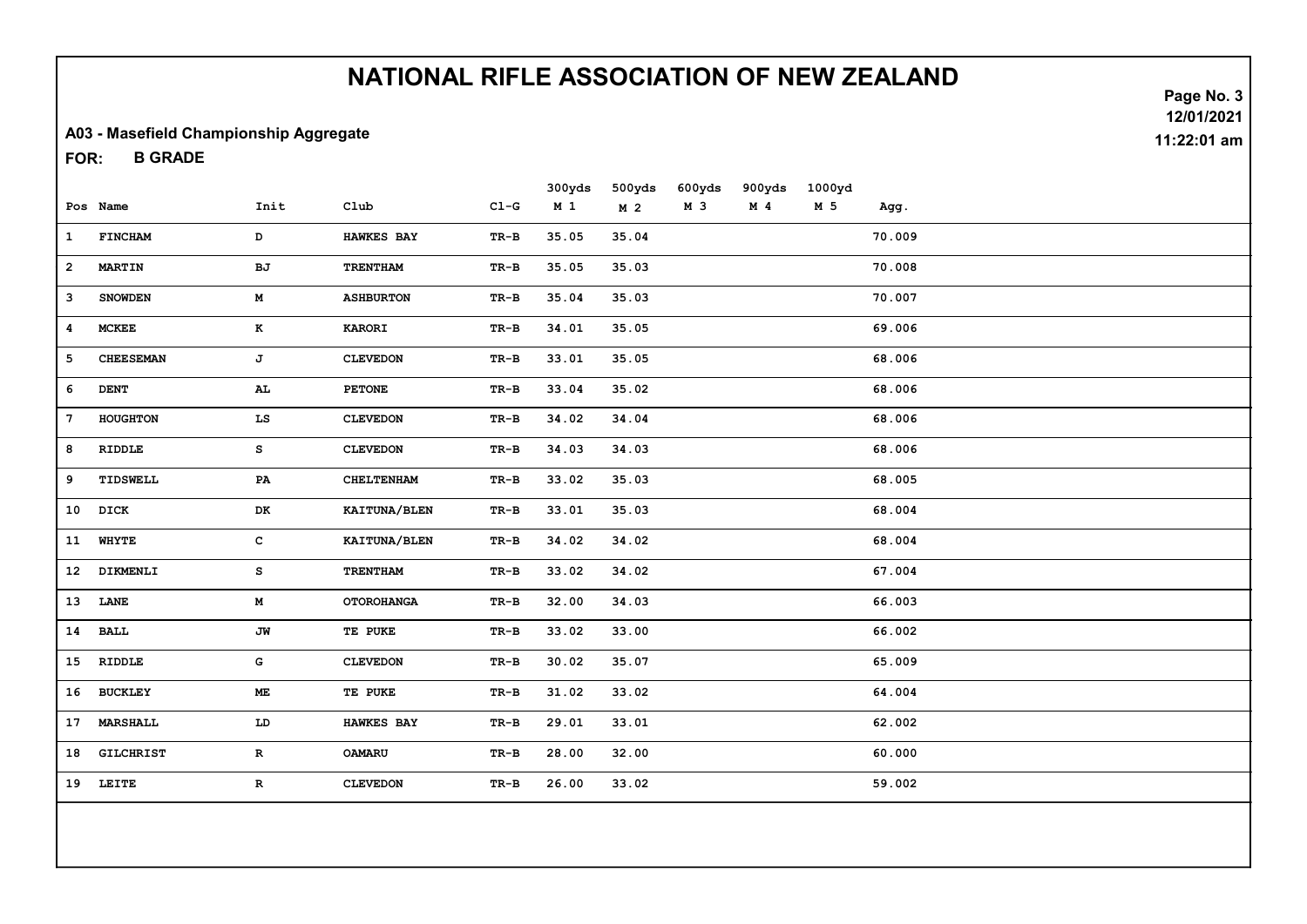# NATIONAL RIFLE ASSOCIATION OF NEW ZEALAND

**A03 - Masefield Championship Aggregate**

**FOR: B GRADE**

| Pos | Name | Init | Club | Cl-G | 300yds M 1 | 500yds M 2 | 600yds M 3 | 900yds M 4 | 1000yd M 5 | Agg. |
|---|---|---|---|---|---|---|---|---|---|---|
| 1 | FINCHAM | D | HAWKES BAY | TR-B | 35.05 | 35.04 | | | | 70.009 |
| 2 | MARTIN | BJ | TRENTHAM | TR-B | 35.05 | 35.03 | | | | 70.008 |
| 3 | SNOWDEN | M | ASHBURTON | TR-B | 35.04 | 35.03 | | | | 70.007 |
| 4 | MCKEE | K | KARORI | TR-B | 34.01 | 35.05 | | | | 69.006 |
| 5 | CHEESEMAN | J | CLEVEDON | TR-B | 33.01 | 35.05 | | | | 68.006 |
| 6 | DENT | AL | PETONE | TR-B | 33.04 | 35.02 | | | | 68.006 |
| 7 | HOUGHTON | LS | CLEVEDON | TR-B | 34.02 | 34.04 | | | | 68.006 |
| 8 | RIDDLE | S | CLEVEDON | TR-B | 34.03 | 34.03 | | | | 68.006 |
| 9 | TIDSWELL | PA | CHELTENHAM | TR-B | 33.02 | 35.03 | | | | 68.005 |
| 10 | DICK | DK | KAITUNA/BLEN | TR-B | 33.01 | 35.03 | | | | 68.004 |
| 11 | WHYTE | C | KAITUNA/BLEN | TR-B | 34.02 | 34.02 | | | | 68.004 |
| 12 | DIKMENLI | S | TRENTHAM | TR-B | 33.02 | 34.02 | | | | 67.004 |
| 13 | LANE | M | OTOROHANGA | TR-B | 32.00 | 34.03 | | | | 66.003 |
| 14 | BALL | JW | TE PUKE | TR-B | 33.02 | 33.00 | | | | 66.002 |
| 15 | RIDDLE | G | CLEVEDON | TR-B | 30.02 | 35.07 | | | | 65.009 |
| 16 | BUCKLEY | ME | TE PUKE | TR-B | 31.02 | 33.02 | | | | 64.004 |
| 17 | MARSHALL | LD | HAWKES BAY | TR-B | 29.01 | 33.01 | | | | 62.002 |
| 18 | GILCHRIST | R | OAMARU | TR-B | 28.00 | 32.00 | | | | 60.000 |
| 19 | LEITE | R | CLEVEDON | TR-B | 26.00 | 33.02 | | | | 59.002 |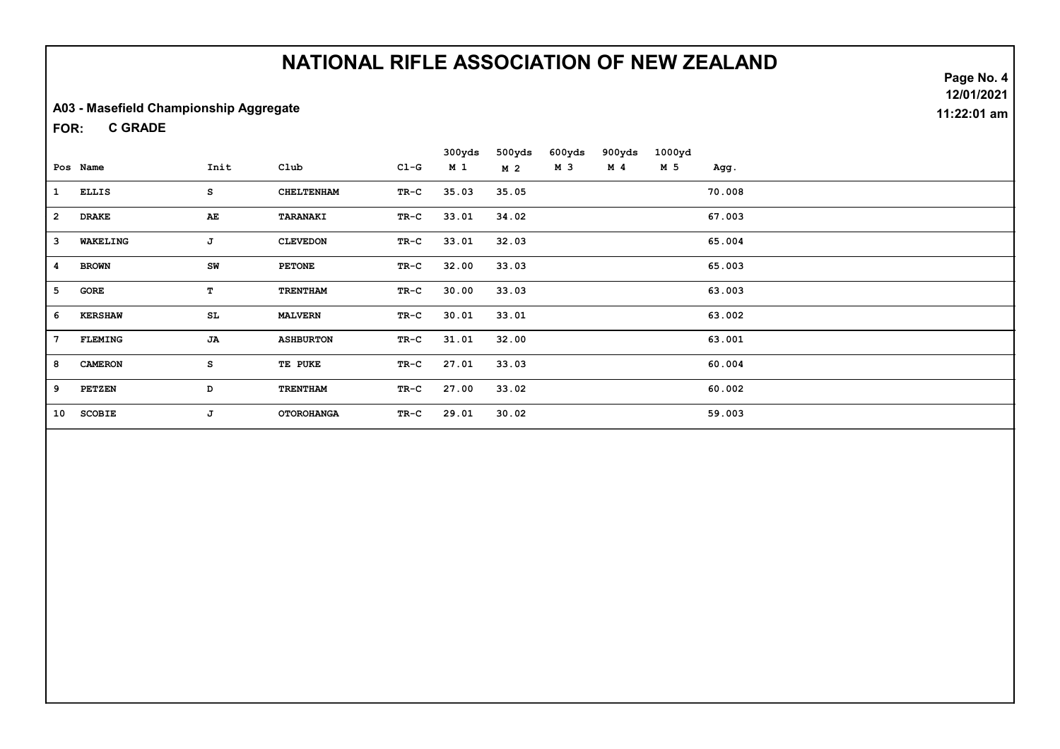# NATIONAL RIFLE ASSOCIATION OF NEW ZEALAND

12/01/2021
11:22:01 am

**A03 - Masefield Championship Aggregate**

**FOR: C GRADE**

| Pos | Name | Init | Club | Cl-G | 300yds M 1 | 500yds M 2 | 600yds M 3 | 900yds M 4 | 1000yd M 5 | Agg. |
|---|---|---|---|---|---|---|---|---|---|---|
| 1 | ELLIS | S | CHELTENHAM | TR-C | 35.03 | 35.05 | | | | 70.008 |
| 2 | DRAKE | AE | TARANAKI | TR-C | 33.01 | 34.02 | | | | 67.003 |
| 3 | WAKELING | J | CLEVEDON | TR-C | 33.01 | 32.03 | | | | 65.004 |
| 4 | BROWN | SW | PETONE | TR-C | 32.00 | 33.03 | | | | 65.003 |
| 5 | GORE | T | TRENTHAM | TR-C | 30.00 | 33.03 | | | | 63.003 |
| 6 | KERSHAW | SL | MALVERN | TR-C | 30.01 | 33.01 | | | | 63.002 |
| 7 | FLEMING | JA | ASHBURTON | TR-C | 31.01 | 32.00 | | | | 63.001 |
| 8 | CAMERON | S | TE PUKE | TR-C | 27.01 | 33.03 | | | | 60.004 |
| 9 | PETZEN | D | TRENTHAM | TR-C | 27.00 | 33.02 | | | | 60.002 |
| 10 | SCOBIE | J | OTOROHANGA | TR-C | 29.01 | 30.02 | | | | 59.003 |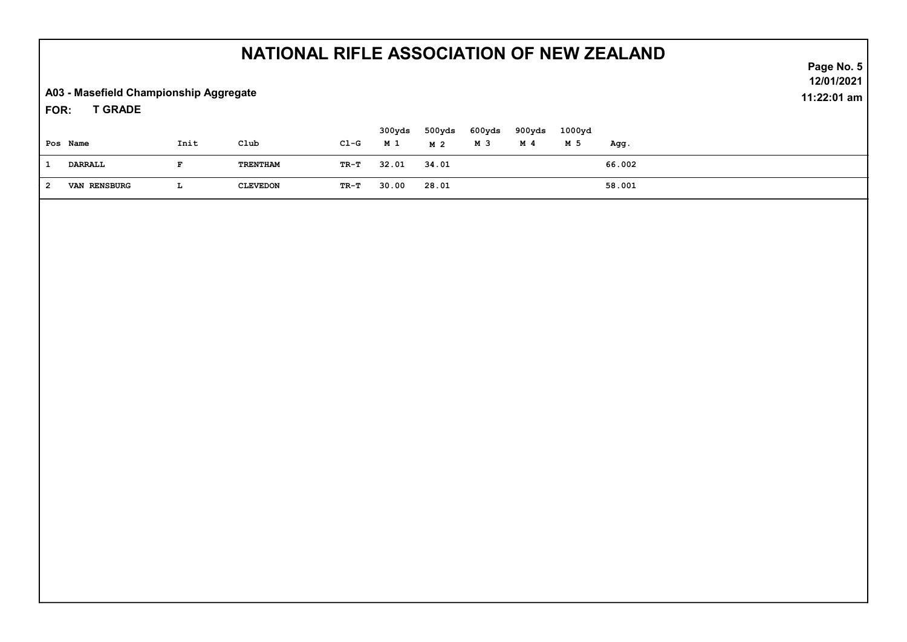# NATIONAL RIFLE ASSOCIATION OF NEW ZEALAND

**A03 - Masefield Championship Aggregate**

**FOR: T GRADE**

| Pos | Name | Init | Club | Cl-G | 300yds M 1 | 500yds M 2 | 600yds M 3 | 900yds M 4 | 1000yd M 5 | Agg. |
|---|---|---|---|---|---|---|---|---|---|---|
| 1 | DARRALL | F | TRENTHAM | TR-T | 32.01 | 34.01 | | | | 66.002 |
| 2 | VAN RENSBURG | L | CLEVEDON | TR-T | 30.00 | 28.01 | | | | 58.001 |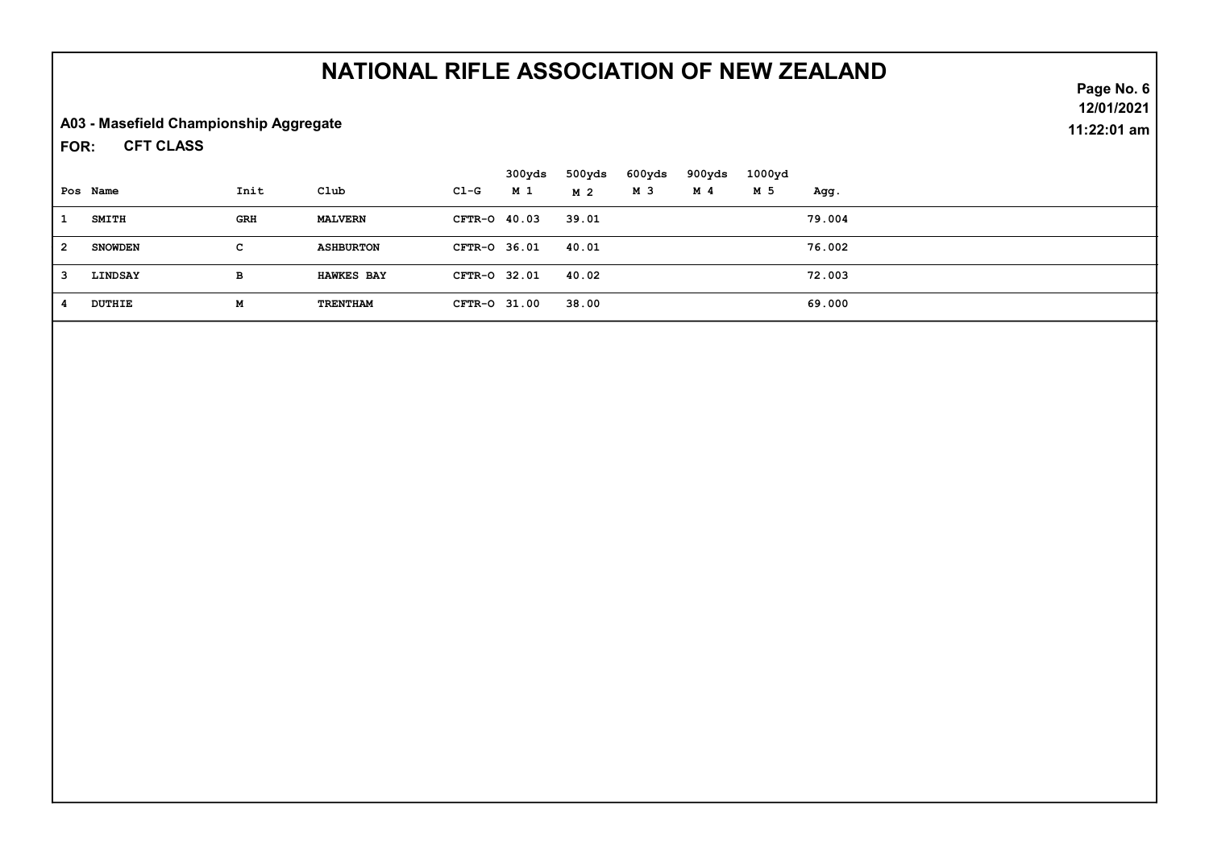# NATIONAL RIFLE ASSOCIATION OF NEW ZEALAND

**A03 - Masefield Championship Aggregate**

**FOR: CFT CLASS**

12/01/2021
11:22:01 am

| Pos | Name | Init | Club | Cl-G | 300yds M 1 | 500yds M 2 | 600yds M 3 | 900yds M 4 | 1000yd M 5 | Agg. |
|---|---|---|---|---|---|---|---|---|---|---|
| 1 | SMITH | GRH | MALVERN | CFTR-O | 40.03 | 39.01 | | | | 79.004 |
| 2 | SNOWDEN | C | ASHBURTON | CFTR-O | 36.01 | 40.01 | | | | 76.002 |
| 3 | LINDSAY | B | HAWKES BAY | CFTR-O | 32.01 | 40.02 | | | | 72.003 |
| 4 | DUTHIE | M | TRENTHAM | CFTR-O | 31.00 | 38.00 | | | | 69.000 |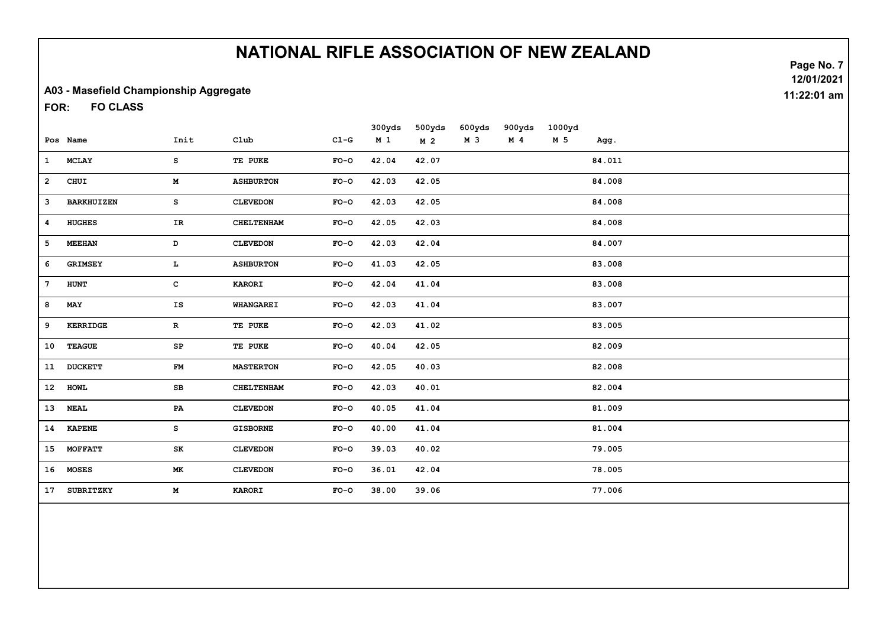# NATIONAL RIFLE ASSOCIATION OF NEW ZEALAND

12/01/2021
11:22:01 am

**A03 - Masefield Championship Aggregate**

**FOR: FO CLASS**

| Pos | Name | Init | Club | Cl-G | 300yds M 1 | 500yds M 2 | 600yds M 3 | 900yds M 4 | 1000yd M 5 | Agg. |
|---|---|---|---|---|---|---|---|---|---|---|
| 1 | MCLAY | S | TE PUKE | FO-O | 42.04 | 42.07 | | | | 84.011 |
| 2 | CHUI | M | ASHBURTON | FO-O | 42.03 | 42.05 | | | | 84.008 |
| 3 | BARKHUIZEN | S | CLEVEDON | FO-O | 42.03 | 42.05 | | | | 84.008 |
| 4 | HUGHES | IR | CHELTENHAM | FO-O | 42.05 | 42.03 | | | | 84.008 |
| 5 | MEEHAN | D | CLEVEDON | FO-O | 42.03 | 42.04 | | | | 84.007 |
| 6 | GRIMSEY | L | ASHBURTON | FO-O | 41.03 | 42.05 | | | | 83.008 |
| 7 | HUNT | C | KARORI | FO-O | 42.04 | 41.04 | | | | 83.008 |
| 8 | MAY | IS | WHANGAREI | FO-O | 42.03 | 41.04 | | | | 83.007 |
| 9 | KERRIDGE | R | TE PUKE | FO-O | 42.03 | 41.02 | | | | 83.005 |
| 10 | TEAGUE | SP | TE PUKE | FO-O | 40.04 | 42.05 | | | | 82.009 |
| 11 | DUCKETT | FM | MASTERTON | FO-O | 42.05 | 40.03 | | | | 82.008 |
| 12 | HOWL | SB | CHELTENHAM | FO-O | 42.03 | 40.01 | | | | 82.004 |
| 13 | NEAL | PA | CLEVEDON | FO-O | 40.05 | 41.04 | | | | 81.009 |
| 14 | KAPENE | S | GISBORNE | FO-O | 40.00 | 41.04 | | | | 81.004 |
| 15 | MOFFATT | SK | CLEVEDON | FO-O | 39.03 | 40.02 | | | | 79.005 |
| 16 | MOSES | MK | CLEVEDON | FO-O | 36.01 | 42.04 | | | | 78.005 |
| 17 | SUBRITZKY | M | KARORI | FO-O | 38.00 | 39.06 | | | | 77.006 |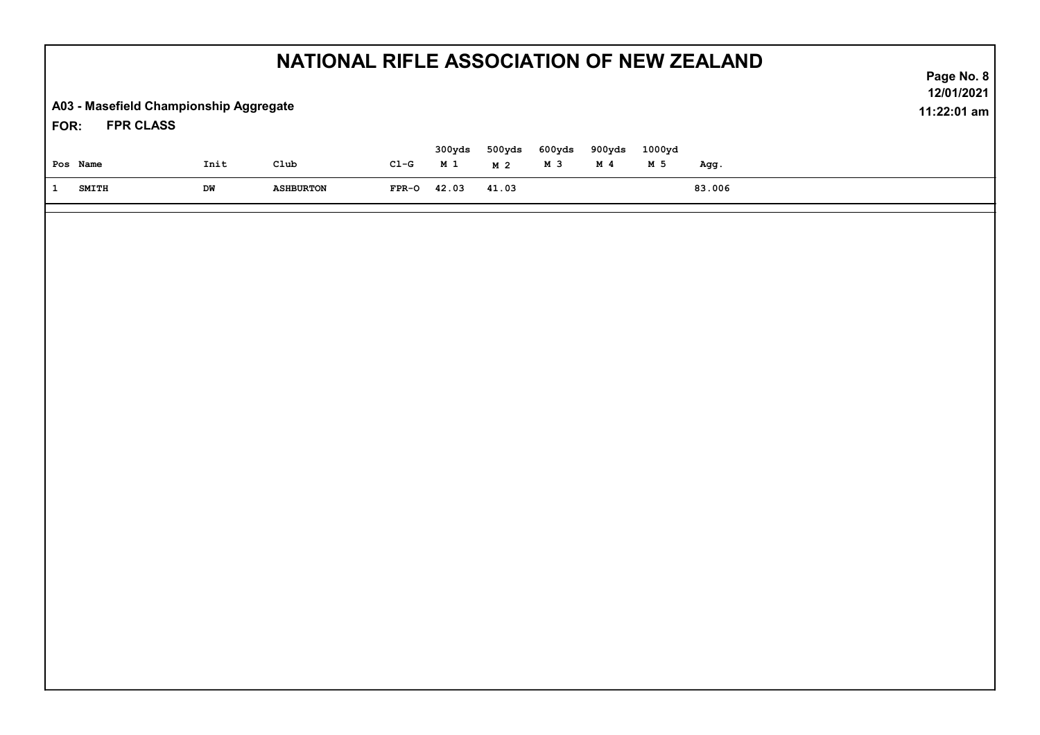# NATIONAL RIFLE ASSOCIATION OF NEW ZEALAND

**A03 - Masefield Championship Aggregate**

**FOR: FPR CLASS**

| Pos | Name | Init | Club | Cl-G | 300yds M 1 | 500yds M 2 | 600yds M 3 | 900yds M 4 | 1000yd M 5 | Agg. |
|---|---|---|---|---|---|---|---|---|---|---|
| 1 | SMITH | DW | ASHBURTON | FPR-O | 42.03 | 41.03 | | | | 83.006 |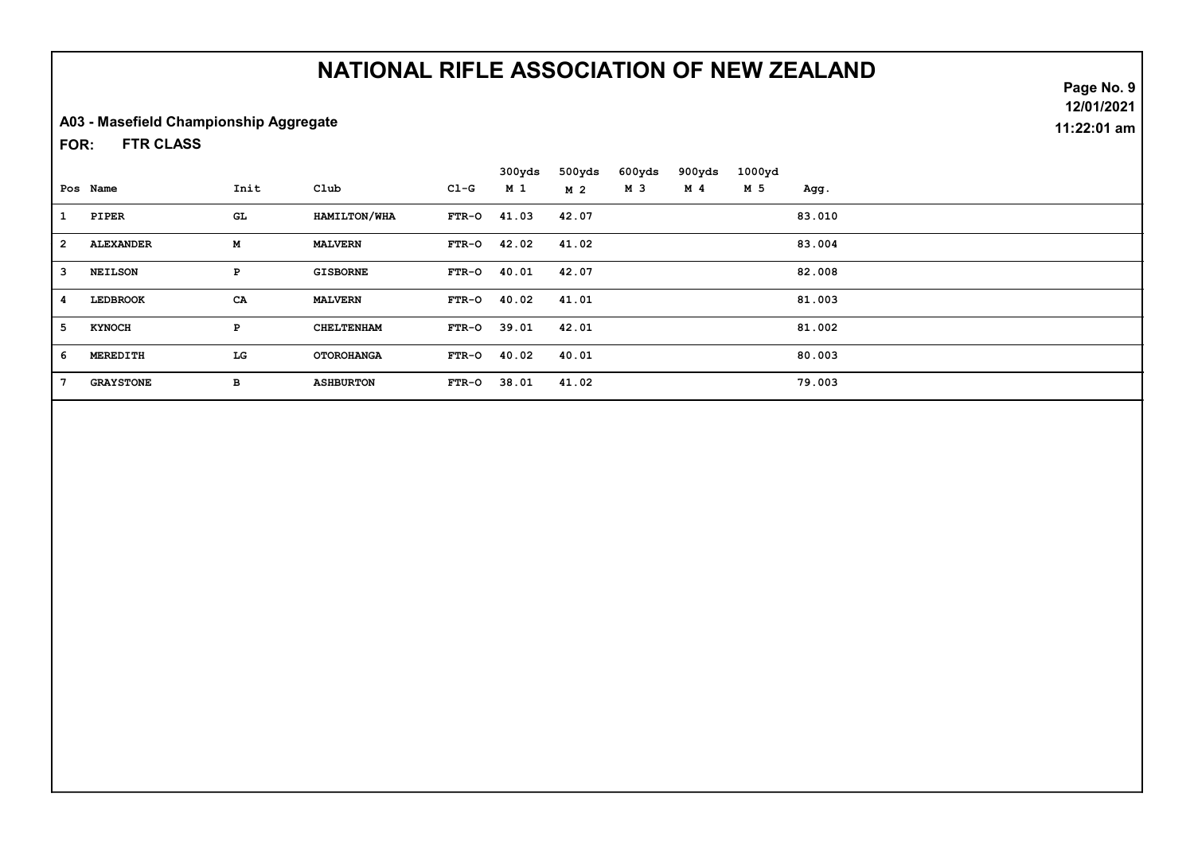# NATIONAL RIFLE ASSOCIATION OF NEW ZEALAND

12/01/2021
11:22:01 am

**A03 - Masefield Championship Aggregate**

**FOR: FTR CLASS**

| Pos | Name | Init | Club | Cl-G | 300yds M 1 | 500yds M 2 | 600yds M 3 | 900yds M 4 | 1000yd M 5 | Agg. |
|---|---|---|---|---|---|---|---|---|---|---|
| 1 | PIPER | GL | HAMILTON/WHA | FTR-O | 41.03 | 42.07 | | | | 83.010 |
| 2 | ALEXANDER | M | MALVERN | FTR-O | 42.02 | 41.02 | | | | 83.004 |
| 3 | NEILSON | P | GISBORNE | FTR-O | 40.01 | 42.07 | | | | 82.008 |
| 4 | LEDBROOK | CA | MALVERN | FTR-O | 40.02 | 41.01 | | | | 81.003 |
| 5 | KYNOCH | P | CHELTENHAM | FTR-O | 39.01 | 42.01 | | | | 81.002 |
| 6 | MEREDITH | LG | OTOROHANGA | FTR-O | 40.02 | 40.01 | | | | 80.003 |
| 7 | GRAYSTONE | B | ASHBURTON | FTR-O | 38.01 | 41.02 | | | | 79.003 |